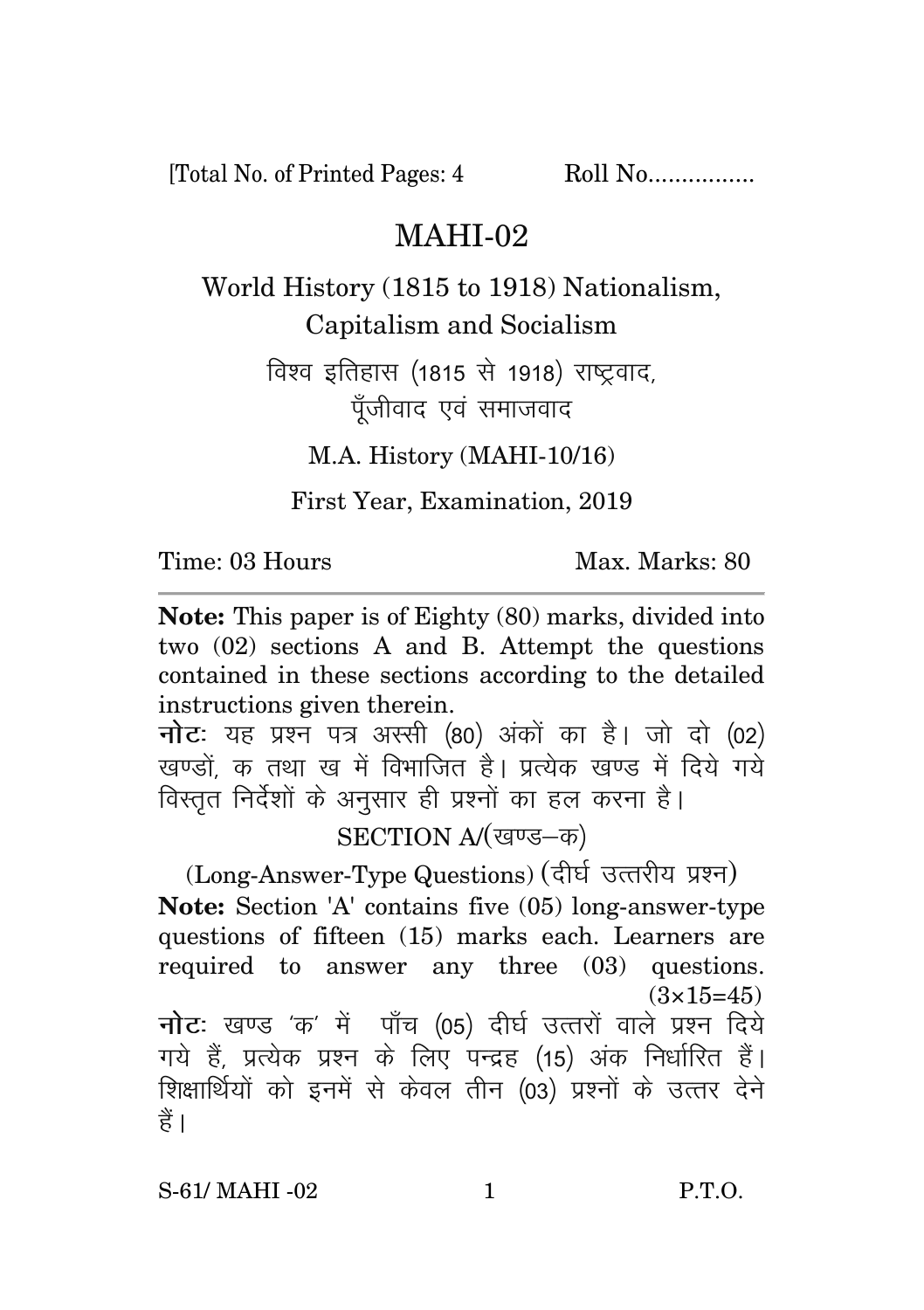[Total No. of Printed Pages: 4 Roll No................

# MAHI-02

## World History (1815 to 1918) Nationalism, Capitalism and Socialism

## विश्व इतिहास (1815 से 1918) राष्ट्रवाद, पूँजीवाद एवं समाजवाद

M.A. History (MAHI-10/16)

First Year, Examination, 2019

Time: 03 Hours Max. Marks: 80

**Note:** This paper is of Eighty (80) marks, divided into two (02) sections A and B. Attempt the questions contained in these sections according to the detailed instructions given therein.

**नोटः** यह प्रश्न पत्र अस्सी (80) अंकों का है। जो दो (02) खण्डों, क तथा ख में विभाजित है। प्रत्येक खण्ड में दिये गये विस्तृत निर्देशों के अनुसार ही प्रश्नों का हल करना है।

### SECTION A/(खण्ड–क)

(Long-Answer-Type Questions) (दीर्घ उत्तरीय प्रश्न)

**Note:** Section 'A' contains five (05) long-answer-type questions of fifteen (15) marks each. Learners are required to answer any three (03) questions. (3×15=45)

**नोटः** खण्ड 'क' में पाँच (05) दीर्घ उत्तरों वाले प्रश्न दिये गये हैं, प्रत्येक प्रश्न के लिए पन्द्रह (15) अंक निर्धारित हैं। शिक्षार्थियों को इनमें से केवल तीन (03) प्रश्नों के उत्तर देने हैं।

S-61/ MAHI -02 P.T.O.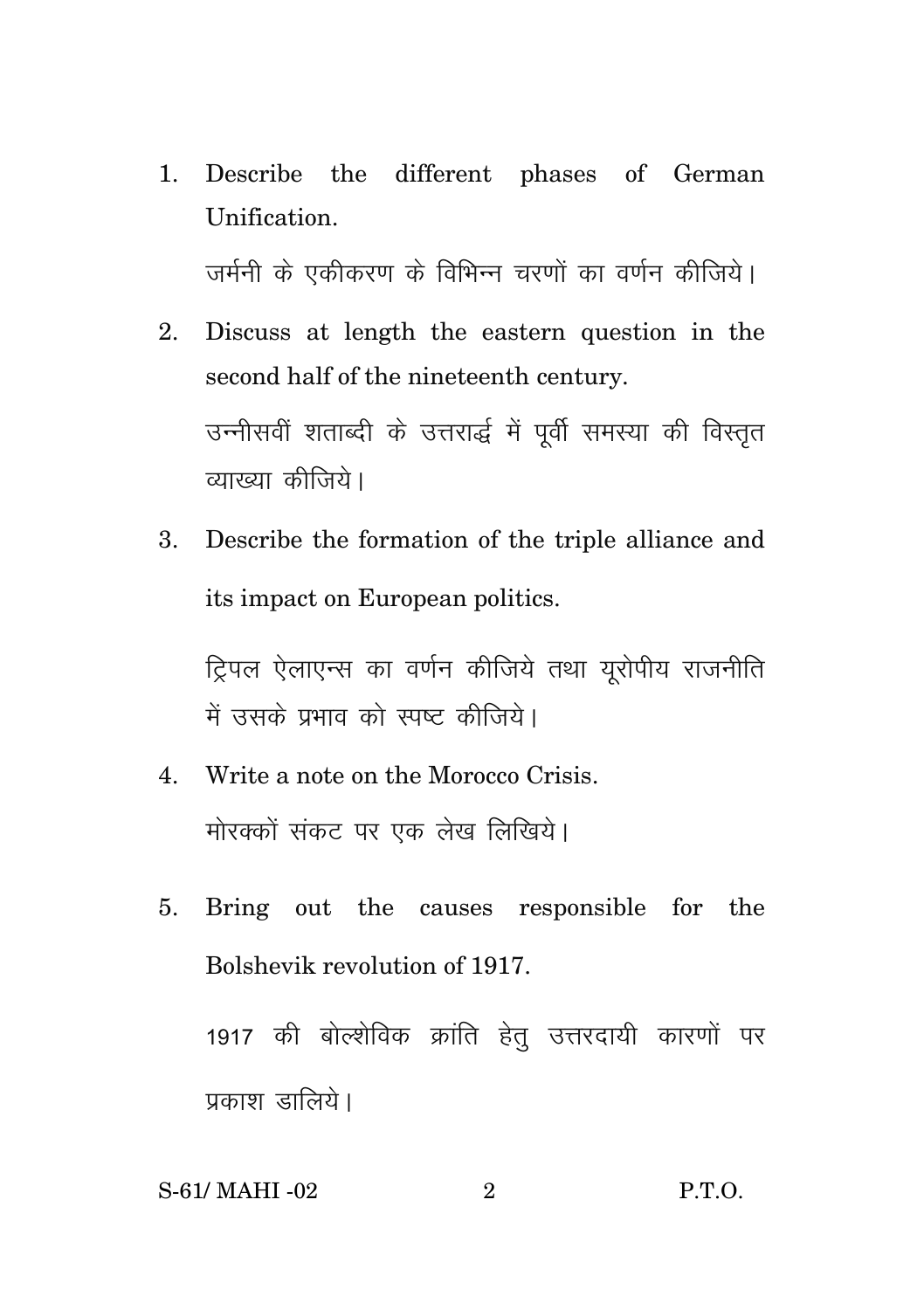1. Describe the different phases of German Unification.

   जर्मनी के एकीकरण के विभिन्न चरणों का वर्णन कीजिये।

2. Discuss at length the eastern question in the second half of the nineteenth century.

   उन्नीसवीं शताब्दी के उत्तरार्द्ध में पूर्वी समस्या की विस्तृत व्याख्या कीजिये।

3. Describe the formation of the triple alliance and its impact on European politics.

   ट्रिपल ऐलाएन्स का वर्णन कीजिये तथा यूरोपीय राजनीति में उसके प्रभाव को स्पष्ट कीजिये।

4. Write a note on the Morocco Crisis.

   मोरक्कों संकट पर एक लेख लिखिये।

5. Bring out the causes responsible for the Bolshevik revolution of 1917.

   1917 की बोल्शेविक क्रांति हेतु उत्तरदायी कारणों पर प्रकाश डालिये।

S-61/ MAHI -02 P.T.O.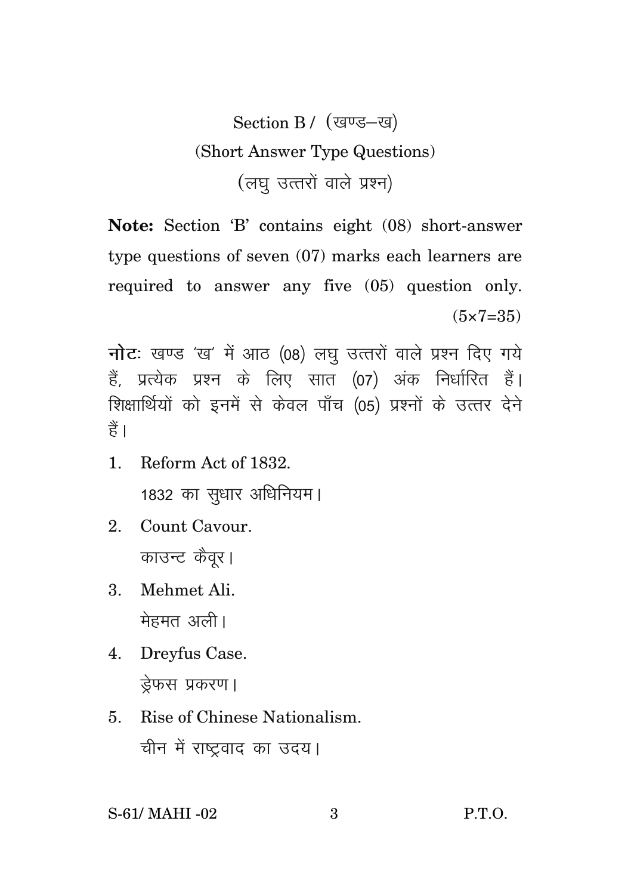## Section B / (खण्ड–ख)

### (Short Answer Type Questions)

### (लघु उत्तरों वाले प्रश्न)

**Note:** Section 'B' contains eight (08) short-answer type questions of seven (07) marks each learners are required to answer any five (05) question only. (5×7=35)

**नोटः** खण्ड 'ख' में आठ (08) लघु उत्तरों वाले प्रश्न दिए गये हैं, प्रत्येक प्रश्न के लिए सात (07) अंक निर्धारित हैं। शिक्षार्थियों को इनमें से केवल पाँच (05) प्रश्नों के उत्तर देने हैं।

1. Reform Act of 1832.

   1832 का सुधार अधिनियम।

2. Count Cavour.

   काउन्ट कैवूर।

3. Mehmet Ali.

   मेहमत अली।

4. Dreyfus Case.

   ड्रेफस प्रकरण।

5. Rise of Chinese Nationalism.

   चीन में राष्ट्रवाद का उदय।

S-61/ MAHI -02 P.T.O.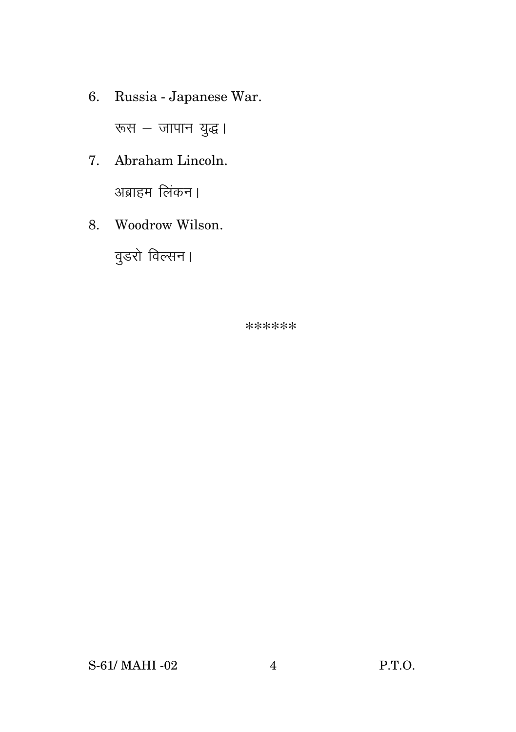6. Russia - Japanese War.

   रूस – जापान युद्ध।

7. Abraham Lincoln.

   अब्राहम लिंकन।

8. Woodrow Wilson.

   वुडरो विल्सन।

******